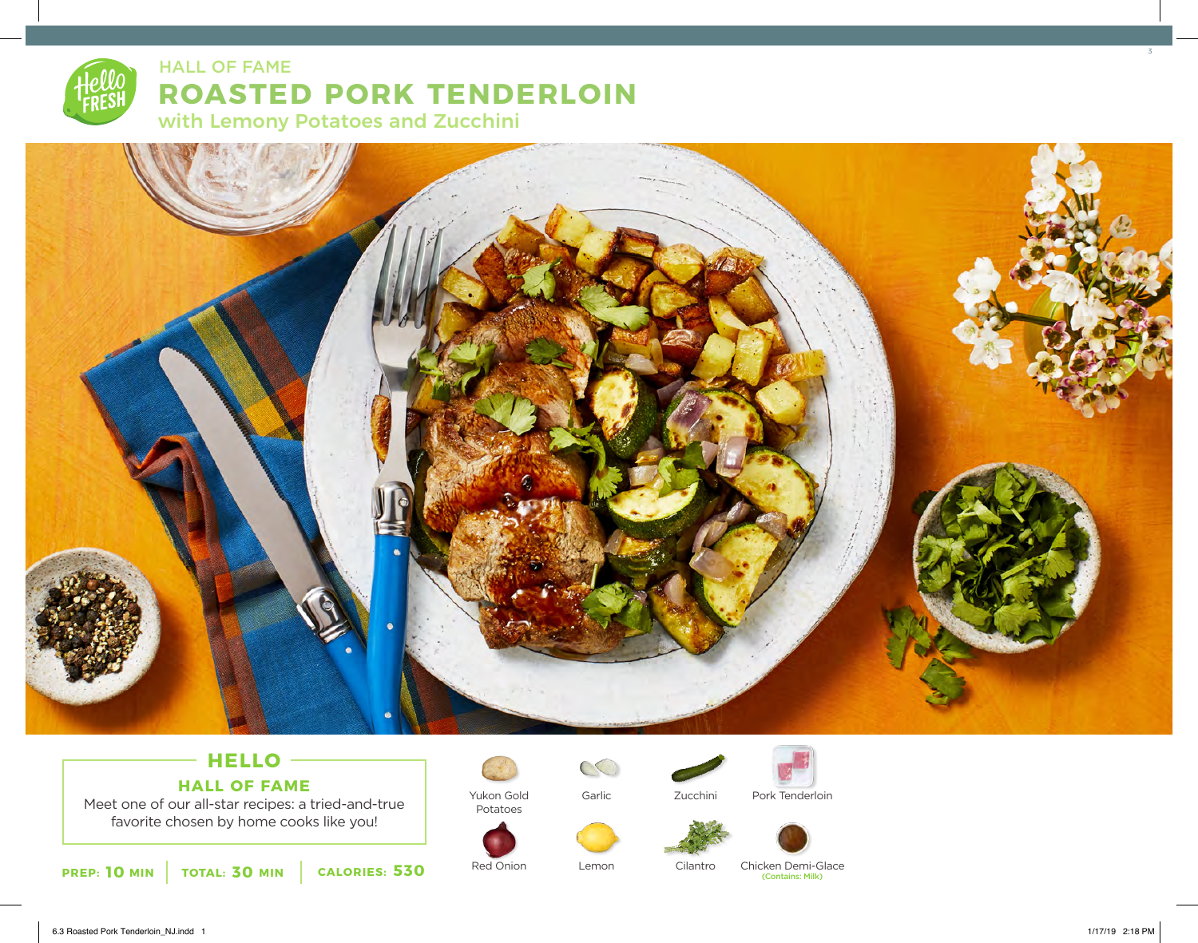HALL OF FAME

# ROASTED PORK TENDERLOIN

## with Lemony Potatoes and Zucchini

## HELLO

### HALL OF FAME

Meet one of our all-star recipes: a tried-and-true favorite chosen by home cooks like you!

**PREP:** 10 MIN | **TOTAL:** 30 MIN | **CALORIES:** 530

- Yukon Gold Potatoes
- Garlic
- Zucchini
- Pork Tenderloin
- Red Onion
- Lemon
- Cilantro
- Chicken Demi-Glace (Contains: Milk)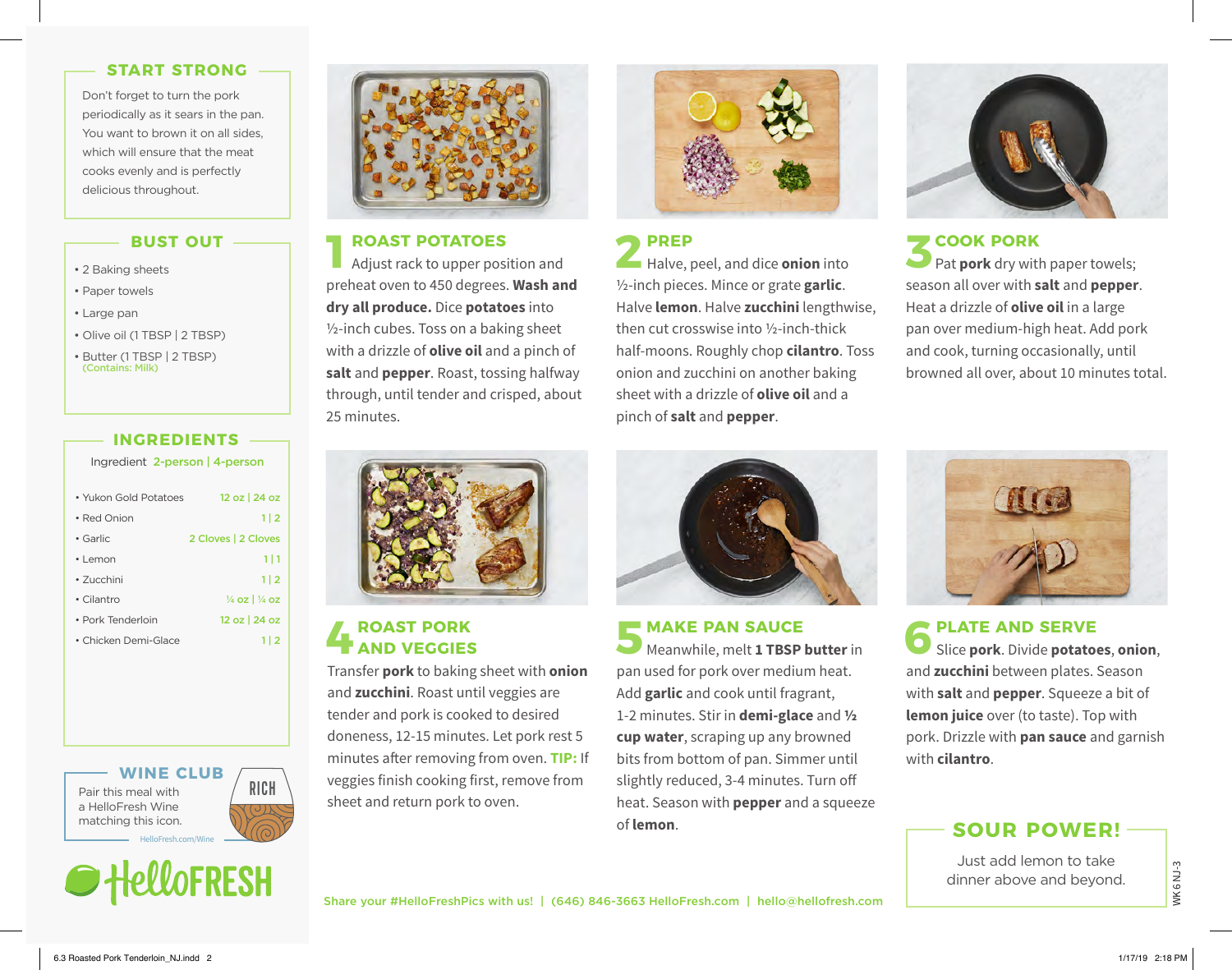## START STRONG

Don't forget to turn the pork periodically as it sears in the pan. You want to brown it on all sides, which will ensure that the meat cooks evenly and is perfectly delicious throughout.

## BUST OUT

- 2 Baking sheets
- Paper towels
- Large pan
- Olive oil (1 TBSP | 2 TBSP)
- Butter (1 TBSP | 2 TBSP) (Contains: Milk)

## INGREDIENTS

| Ingredient | 2-person \| 4-person |
|---|---|
| Yukon Gold Potatoes | 12 oz \| 24 oz |
| Red Onion | 1 \| 2 |
| Garlic | 2 Cloves \| 2 Cloves |
| Lemon | 1 \| 1 |
| Zucchini | 1 \| 2 |
| Cilantro | ¼ oz \| ¼ oz |
| Pork Tenderloin | 12 oz \| 24 oz |
| Chicken Demi-Glace | 1 \| 2 |

## WINE CLUB

Pair this meal with a HelloFresh Wine matching this icon.

RICH

HelloFresh.com/Wine

HelloFRESH

## 1 ROAST POTATOES

Adjust rack to upper position and preheat oven to 450 degrees. **Wash and dry all produce.** Dice **potatoes** into ½-inch cubes. Toss on a baking sheet with a drizzle of **olive oil** and a pinch of **salt** and **pepper**. Roast, tossing halfway through, until tender and crisped, about 25 minutes.

## 2 PREP

Halve, peel, and dice **onion** into ½-inch pieces. Mince or grate **garlic**. Halve **lemon**. Halve **zucchini** lengthwise, then cut crosswise into ½-inch-thick half-moons. Roughly chop **cilantro**. Toss onion and zucchini on another baking sheet with a drizzle of **olive oil** and a pinch of **salt** and **pepper**.

## 3 COOK PORK

Pat **pork** dry with paper towels; season all over with **salt** and **pepper**. Heat a drizzle of **olive oil** in a large pan over medium-high heat. Add pork and cook, turning occasionally, until browned all over, about 10 minutes total.

## 4 ROAST PORK AND VEGGIES

Transfer **pork** to baking sheet with **onion** and **zucchini**. Roast until veggies are tender and pork is cooked to desired doneness, 12-15 minutes. Let pork rest 5 minutes after removing from oven. **TIP:** If veggies finish cooking first, remove from sheet and return pork to oven.

## 5 MAKE PAN SAUCE

Meanwhile, melt **1 TBSP butter** in pan used for pork over medium heat. Add **garlic** and cook until fragrant, 1-2 minutes. Stir in **demi-glace** and **½ cup water**, scraping up any browned bits from bottom of pan. Simmer until slightly reduced, 3-4 minutes. Turn off heat. Season with **pepper** and a squeeze of **lemon**.

## 6 PLATE AND SERVE

Slice **pork**. Divide **potatoes**, **onion**, and **zucchini** between plates. Season with **salt** and **pepper**. Squeeze a bit of **lemon juice** over (to taste). Top with pork. Drizzle with **pan sauce** and garnish with **cilantro**.

## SOUR POWER!

Just add lemon to take dinner above and beyond.

Share your #HelloFreshPics with us! | (646) 846-3663 HelloFresh.com | hello@hellofresh.com

WK 6 NJ-3